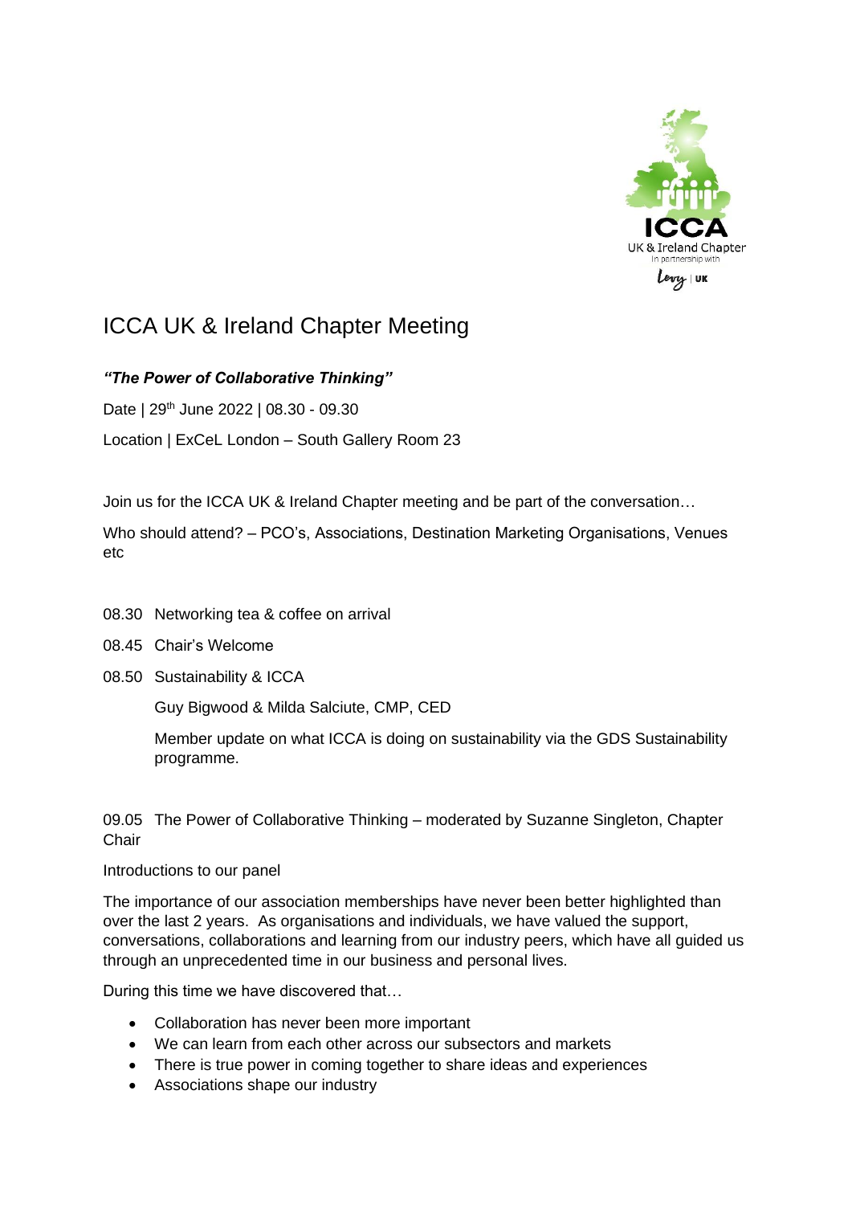# ICCA UK & Ireland Chapter Meeting

***"The Power of Collaborative Thinking"***

Date | 29th June 2022 | 08.30 - 09.30

Location | ExCeL London – South Gallery Room 23

Join us for the ICCA UK & Ireland Chapter meeting and be part of the conversation…

Who should attend? – PCO's, Associations, Destination Marketing Organisations, Venues etc

08.30 Networking tea & coffee on arrival

08.45 Chair's Welcome

08.50 Sustainability & ICCA

Guy Bigwood & Milda Salciute, CMP, CED

Member update on what ICCA is doing on sustainability via the GDS Sustainability programme.

09.05 The Power of Collaborative Thinking – moderated by Suzanne Singleton, Chapter Chair

Introductions to our panel

The importance of our association memberships have never been better highlighted than over the last 2 years. As organisations and individuals, we have valued the support, conversations, collaborations and learning from our industry peers, which have all guided us through an unprecedented time in our business and personal lives.

During this time we have discovered that…

- Collaboration has never been more important
- We can learn from each other across our subsectors and markets
- There is true power in coming together to share ideas and experiences
- Associations shape our industry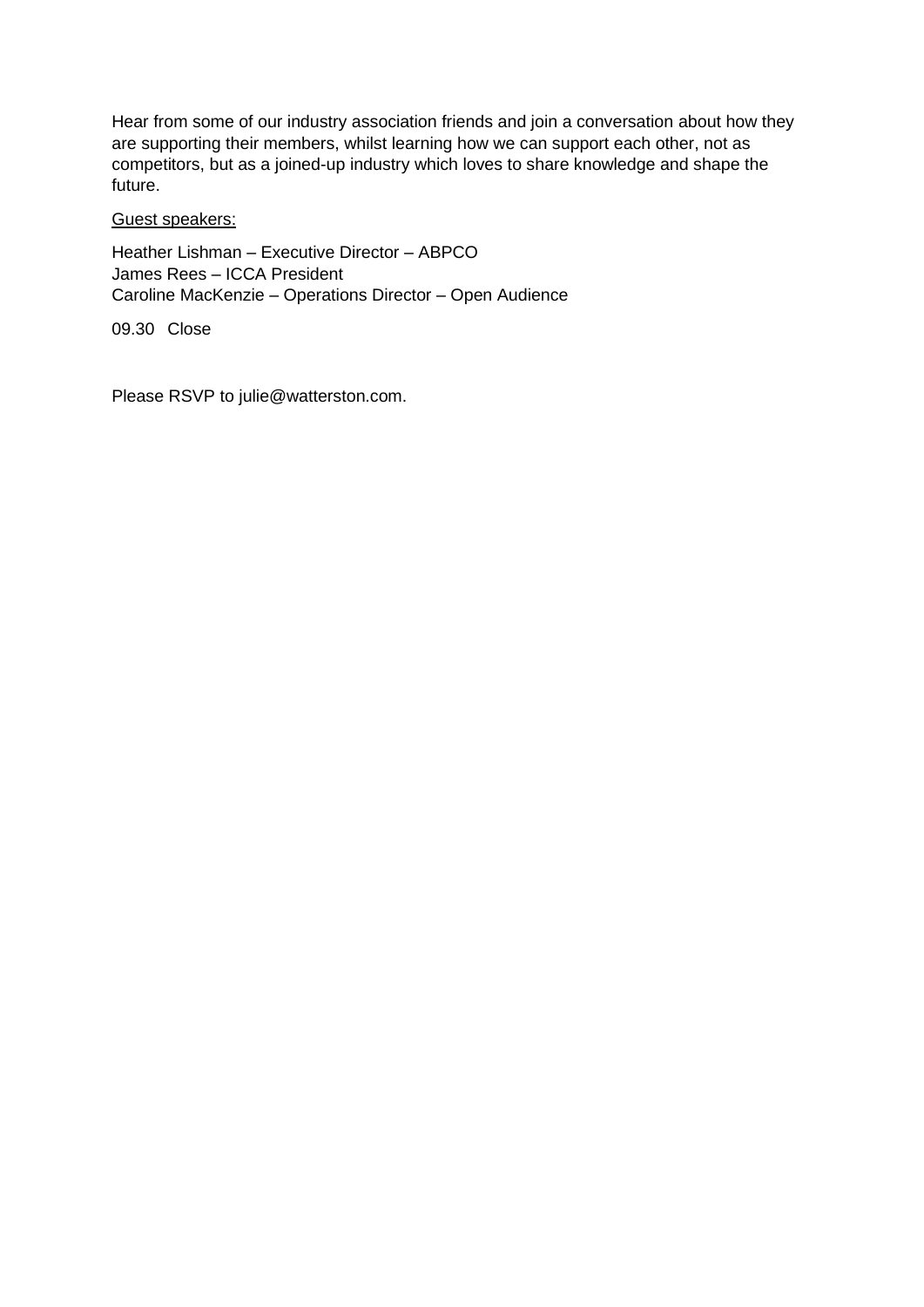Hear from some of our industry association friends and join a conversation about how they are supporting their members, whilst learning how we can support each other, not as competitors, but as a joined-up industry which loves to share knowledge and shape the future.

<u>Guest speakers:</u>

Heather Lishman – Executive Director – ABPCO
James Rees – ICCA President
Caroline MacKenzie – Operations Director – Open Audience

09.30 Close

Please RSVP to julie@watterston.com.